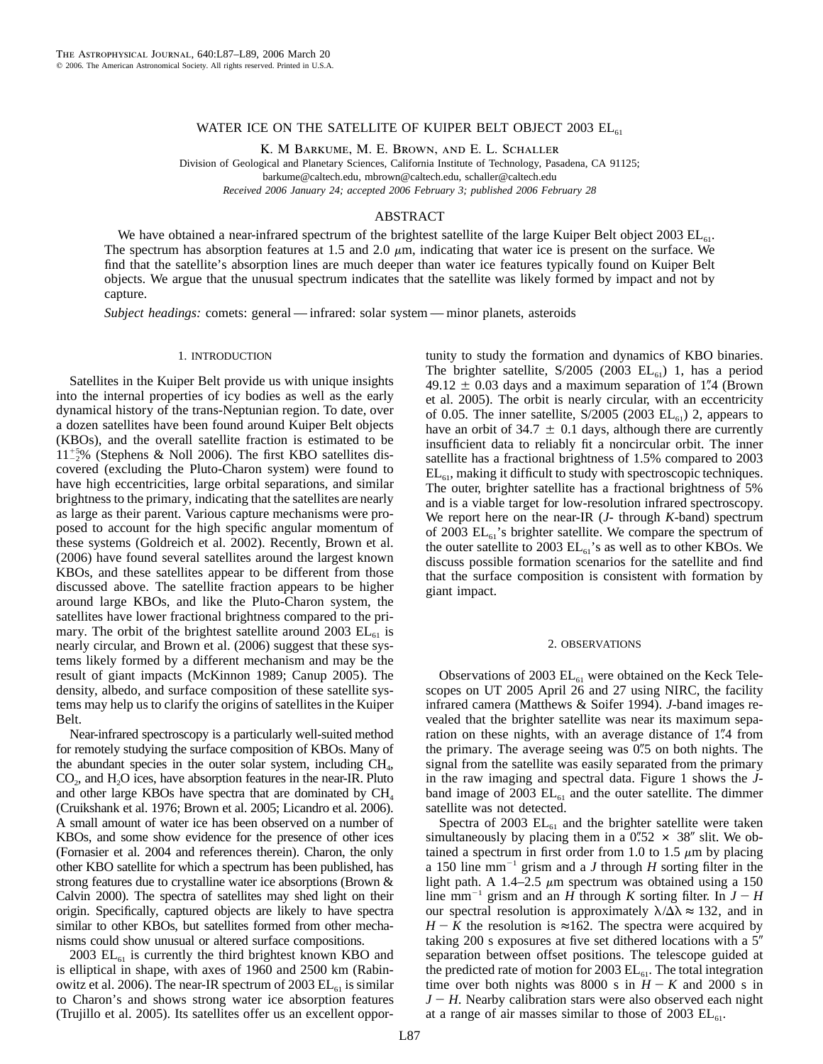# WATER ICE ON THE SATELLITE OF KUIPER BELT OBJECT 2003 $EL_{61}$

K. M Barkume, M. E. Brown, and E. L. Schaller

Division of Geological and Planetary Sciences, California Institute of Technology, Pasadena, CA 91125;
barkume@caltech.edu, mbrown@caltech.edu, schaller@caltech.edu

*Received 2006 January 24; accepted 2006 February 3; published 2006 February 28*

## ABSTRACT

We have obtained a near-infrared spectrum of the brightest satellite of the large Kuiper Belt object 2003 $EL_{61}$. The spectrum has absorption features at 1.5 and 2.0 $\mu$m, indicating that water ice is present on the surface. We find that the satellite's absorption lines are much deeper than water ice features typically found on Kuiper Belt objects. We argue that the unusual spectrum indicates that the satellite was likely formed by impact and not by capture.

*Subject headings:* comets: general — infrared: solar system — minor planets, asteroids

## 1. INTRODUCTION

Satellites in the Kuiper Belt provide us with unique insights into the internal properties of icy bodies as well as the early dynamical history of the trans-Neptunian region. To date, over a dozen satellites have been found around Kuiper Belt objects (KBOs), and the overall satellite fraction is estimated to be $11^{+5}_{-2}$% (Stephens & Noll 2006). The first KBO satellites discovered (excluding the Pluto-Charon system) were found to have high eccentricities, large orbital separations, and similar brightness to the primary, indicating that the satellites are nearly as large as their parent. Various capture mechanisms were proposed to account for the high specific angular momentum of these systems (Goldreich et al. 2002). Recently, Brown et al. (2006) have found several satellites around the largest known KBOs, and these satellites appear to be different from those discussed above. The satellite fraction appears to be higher around large KBOs, and like the Pluto-Charon system, the satellites have lower fractional brightness compared to the primary. The orbit of the brightest satellite around 2003 $EL_{61}$ is nearly circular, and Brown et al. (2006) suggest that these systems likely formed by a different mechanism and may be the result of giant impacts (McKinnon 1989; Canup 2005). The density, albedo, and surface composition of these satellite systems may help us to clarify the origins of satellites in the Kuiper Belt.

Near-infrared spectroscopy is a particularly well-suited method for remotely studying the surface composition of KBOs. Many of the abundant species in the outer solar system, including $CH_4$, $CO_2$, and $H_2O$ ices, have absorption features in the near-IR. Pluto and other large KBOs have spectra that are dominated by $CH_4$ (Cruikshank et al. 1976; Brown et al. 2005; Licandro et al. 2006). A small amount of water ice has been observed on a number of KBOs, and some show evidence for the presence of other ices (Fornasier et al. 2004 and references therein). Charon, the only other KBO satellite for which a spectrum has been published, has strong features due to crystalline water ice absorptions (Brown & Calvin 2000). The spectra of satellites may shed light on their origin. Specifically, captured objects are likely to have spectra similar to other KBOs, but satellites formed from other mechanisms could show unusual or altered surface compositions.

2003 $EL_{61}$ is currently the third brightest known KBO and is elliptical in shape, with axes of 1960 and 2500 km (Rabinowitz et al. 2006). The near-IR spectrum of 2003 $EL_{61}$ is similar to Charon's and shows strong water ice absorption features (Trujillo et al. 2005). Its satellites offer us an excellent opportunity to study the formation and dynamics of KBO binaries. The brighter satellite, S/2005 (2003 $EL_{61}$) 1, has a period 49.12 ± 0.03 days and a maximum separation of 1″.4 (Brown et al. 2005). The orbit is nearly circular, with an eccentricity of 0.05. The inner satellite, S/2005 (2003 $EL_{61}$) 2, appears to have an orbit of 34.7 ± 0.1 days, although there are currently insufficient data to reliably fit a noncircular orbit. The inner satellite has a fractional brightness of 1.5% compared to 2003 $EL_{61}$, making it difficult to study with spectroscopic techniques. The outer, brighter satellite has a fractional brightness of 5% and is a viable target for low-resolution infrared spectroscopy. We report here on the near-IR (*J*- through *K*-band) spectrum of 2003 $EL_{61}$'s brighter satellite. We compare the spectrum of the outer satellite to 2003 $EL_{61}$'s as well as to other KBOs. We discuss possible formation scenarios for the satellite and find that the surface composition is consistent with formation by giant impact.

## 2. OBSERVATIONS

Observations of 2003 $EL_{61}$ were obtained on the Keck Telescopes on UT 2005 April 26 and 27 using NIRC, the facility infrared camera (Matthews & Soifer 1994). *J*-band images revealed that the brighter satellite was near its maximum separation on these nights, with an average distance of 1″.4 from the primary. The average seeing was 0″.5 on both nights. The signal from the satellite was easily separated from the primary in the raw imaging and spectral data. Figure 1 shows the *J*-band image of 2003 $EL_{61}$ and the outer satellite. The dimmer satellite was not detected.

Spectra of 2003 $EL_{61}$ and the brighter satellite were taken simultaneously by placing them in a 0″.52 × 38″ slit. We obtained a spectrum in first order from 1.0 to 1.5 $\mu$m by placing a 150 line mm$^{-1}$ grism and a *J* through *H* sorting filter in the light path. A 1.4–2.5 $\mu$m spectrum was obtained using a 150 line mm$^{-1}$ grism and an *H* through *K* sorting filter. In $J-H$ our spectral resolution is approximately $\lambda/\Delta\lambda \approx 132$, and in $H-K$ the resolution is ≈162. The spectra were acquired by taking 200 s exposures at five set dithered locations with a 5″ separation between offset positions. The telescope guided at the predicted rate of motion for 2003 $EL_{61}$. The total integration time over both nights was 8000 s in $H-K$ and 2000 s in $J-H$. Nearby calibration stars were also observed each night at a range of air masses similar to those of 2003 $EL_{61}$.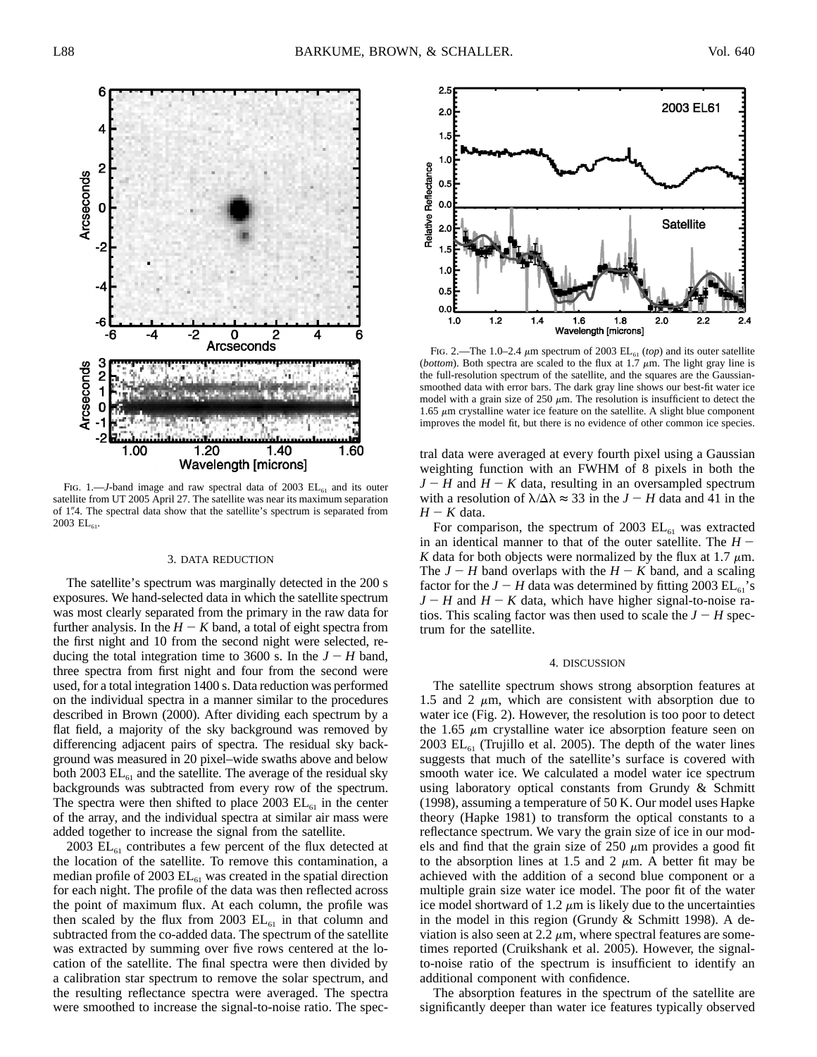FIG. 1.—*J*-band image and raw spectral data of 2003 $EL_{61}$ and its outer satellite from UT 2005 April 27. The satellite was near its maximum separation of 1".4. The spectral data show that the satellite's spectrum is separated from 2003 $EL_{61}$.

FIG. 2.—The 1.0–2.4 μm spectrum of 2003 $EL_{61}$ (*top*) and its outer satellite (*bottom*). Both spectra are scaled to the flux at 1.7 μm. The light gray line is the full-resolution spectrum of the satellite, and the squares are the Gaussian-smoothed data with error bars. The dark gray line shows our best-fit water ice model with a grain size of 250 μm. The resolution is insufficient to detect the 1.65 μm crystalline water ice feature on the satellite. A slight blue component improves the model fit, but there is no evidence of other common ice species.

## 3. DATA REDUCTION

The satellite's spectrum was marginally detected in the 200 s exposures. We hand-selected data in which the satellite spectrum was most clearly separated from the primary in the raw data for further analysis. In the $H-K$ band, a total of eight spectra from the first night and 10 from the second night were selected, reducing the total integration time to 3600 s. In the $J-H$ band, three spectra from first night and four from the second were used, for a total integration 1400 s. Data reduction was performed on the individual spectra in a manner similar to the procedures described in Brown (2000). After dividing each spectrum by a flat field, a majority of the sky background was removed by differencing adjacent pairs of spectra. The residual sky background was measured in 20 pixel–wide swaths above and below both 2003 $EL_{61}$ and the satellite. The average of the residual sky backgrounds was subtracted from every row of the spectrum. The spectra were then shifted to place 2003 $EL_{61}$ in the center of the array, and the individual spectra at similar air mass were added together to increase the signal from the satellite.

2003 $EL_{61}$ contributes a few percent of the flux detected at the location of the satellite. To remove this contamination, a median profile of 2003 $EL_{61}$ was created in the spatial direction for each night. The profile of the data was then reflected across the point of maximum flux. At each column, the profile was then scaled by the flux from 2003 $EL_{61}$ in that column and subtracted from the co-added data. The spectrum of the satellite was extracted by summing over five rows centered at the location of the satellite. The final spectra were then divided by a calibration star spectrum to remove the solar spectrum, and the resulting reflectance spectra were averaged. The spectra were smoothed to increase the signal-to-noise ratio. The spectral data were averaged at every fourth pixel using a Gaussian weighting function with an FWHM of 8 pixels in both the $J-H$ and $H-K$ data, resulting in an oversampled spectrum with a resolution of $\lambda/\Delta\lambda \approx 33$ in the $J-H$ data and 41 in the $H-K$ data.

For comparison, the spectrum of 2003 $EL_{61}$ was extracted in an identical manner to that of the outer satellite. The $H-K$ data for both objects were normalized by the flux at 1.7 μm. The $J-H$ band overlaps with the $H-K$ band, and a scaling factor for the $J-H$ data was determined by fitting 2003 $EL_{61}$'s $J-H$ and $H-K$ data, which have higher signal-to-noise ratios. This scaling factor was then used to scale the $J-H$ spectrum for the satellite.

## 4. DISCUSSION

The satellite spectrum shows strong absorption features at 1.5 and 2 μm, which are consistent with absorption due to water ice (Fig. 2). However, the resolution is too poor to detect the 1.65 μm crystalline water ice absorption feature seen on 2003 $EL_{61}$ (Trujillo et al. 2005). The depth of the water lines suggests that much of the satellite's surface is covered with smooth water ice. We calculated a model water ice spectrum using laboratory optical constants from Grundy & Schmitt (1998), assuming a temperature of 50 K. Our model uses Hapke theory (Hapke 1981) to transform the optical constants to a reflectance spectrum. We vary the grain size of ice in our models and find that the grain size of 250 μm provides a good fit to the absorption lines at 1.5 and 2 μm. A better fit may be achieved with the addition of a second blue component or a multiple grain size water ice model. The poor fit of the water ice model shortward of 1.2 μm is likely due to the uncertainties in the model in this region (Grundy & Schmitt 1998). A deviation is also seen at 2.2 μm, where spectral features are sometimes reported (Cruikshank et al. 2005). However, the signal-to-noise ratio of the spectrum is insufficient to identify an additional component with confidence.

The absorption features in the spectrum of the satellite are significantly deeper than water ice features typically observed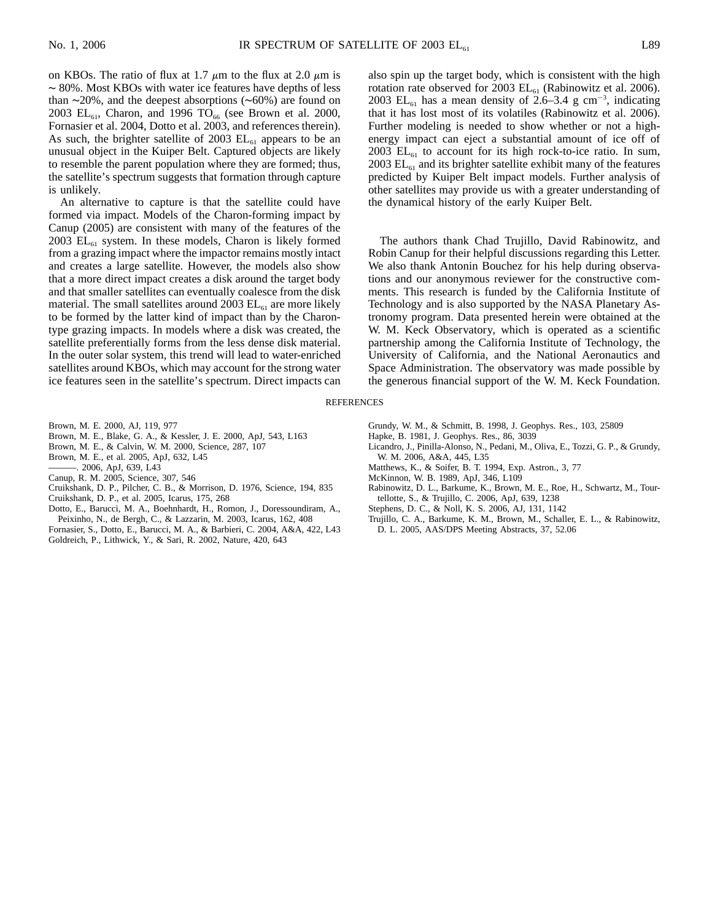on KBOs. The ratio of flux at 1.7 $\mu$m to the flux at 2.0 $\mu$m is $\sim$ 80%. Most KBOs with water ice features have depths of less than $\sim$20%, and the deepest absorptions ($\sim$60%) are found on 2003 $EL_{61}$, Charon, and 1996 $TO_{66}$ (see Brown et al. 2000, Fornasier et al. 2004, Dotto et al. 2003, and references therein). As such, the brighter satellite of 2003 $EL_{61}$ appears to be an unusual object in the Kuiper Belt. Captured objects are likely to resemble the parent population where they are formed; thus, the satellite's spectrum suggests that formation through capture is unlikely.

An alternative to capture is that the satellite could have formed via impact. Models of the Charon-forming impact by Canup (2005) are consistent with many of the features of the 2003 $EL_{61}$ system. In these models, Charon is likely formed from a grazing impact where the impactor remains mostly intact and creates a large satellite. However, the models also show that a more direct impact creates a disk around the target body and that smaller satellites can eventually coalesce from the disk material. The small satellites around 2003 $EL_{61}$ are more likely to be formed by the latter kind of impact than by the Charon-type grazing impacts. In models where a disk was created, the satellite preferentially forms from the less dense disk material. In the outer solar system, this trend will lead to water-enriched satellites around KBOs, which may account for the strong water ice features seen in the satellite's spectrum. Direct impacts can also spin up the target body, which is consistent with the high rotation rate observed for 2003 $EL_{61}$ (Rabinowitz et al. 2006). 2003 $EL_{61}$ has a mean density of 2.6–3.4 g cm$^{-3}$, indicating that it has lost most of its volatiles (Rabinowitz et al. 2006). Further modeling is needed to show whether or not a high-energy impact can eject a substantial amount of ice off of 2003 $EL_{61}$ to account for its high rock-to-ice ratio. In sum, 2003 $EL_{61}$ and its brighter satellite exhibit many of the features predicted by Kuiper Belt impact models. Further analysis of other satellites may provide us with a greater understanding of the dynamical history of the early Kuiper Belt.

The authors thank Chad Trujillo, David Rabinowitz, and Robin Canup for their helpful discussions regarding this Letter. We also thank Antonin Bouchez for his help during observations and our anonymous reviewer for the constructive comments. This research is funded by the California Institute of Technology and is also supported by the NASA Planetary Astronomy program. Data presented herein were obtained at the W. M. Keck Observatory, which is operated as a scientific partnership among the California Institute of Technology, the University of California, and the National Aeronautics and Space Administration. The observatory was made possible by the generous financial support of the W. M. Keck Foundation.

## REFERENCES

Brown, M. E. 2000, AJ, 119, 977
Brown, M. E., Blake, G. A., & Kessler, J. E. 2000, ApJ, 543, L163
Brown, M. E., & Calvin, W. M. 2000, Science, 287, 107
Brown, M. E., et al. 2005, ApJ, 632, L45
———. 2006, ApJ, 639, L43
Canup, R. M. 2005, Science, 307, 546
Cruikshank, D. P., Pilcher, C. B., & Morrison, D. 1976, Science, 194, 835
Cruikshank, D. P., et al. 2005, Icarus, 175, 268
Dotto, E., Barucci, M. A., Boehnhardt, H., Romon, J., Doressoundiram, A., Peixinho, N., de Bergh, C., & Lazzarin, M. 2003, Icarus, 162, 408
Fornasier, S., Dotto, E., Barucci, M. A., & Barbieri, C. 2004, A&A, 422, L43
Goldreich, P., Lithwick, Y., & Sari, R. 2002, Nature, 420, 643
Grundy, W. M., & Schmitt, B. 1998, J. Geophys. Res., 103, 25809
Hapke, B. 1981, J. Geophys. Res., 86, 3039
Licandro, J., Pinilla-Alonso, N., Pedani, M., Oliva, E., Tozzi, G. P., & Grundy, W. M. 2006, A&A, 445, L35
Matthews, K., & Soifer, B. T. 1994, Exp. Astron., 3, 77
McKinnon, W. B. 1989, ApJ, 346, L109
Rabinowitz, D. L., Barkume, K., Brown, M. E., Roe, H., Schwartz, M., Tourtellotte, S., & Trujillo, C. 2006, ApJ, 639, 1238
Stephens, D. C., & Noll, K. S. 2006, AJ, 131, 1142
Trujillo, C. A., Barkume, K. M., Brown, M., Schaller, E. L., & Rabinowitz, D. L. 2005, AAS/DPS Meeting Abstracts, 37, 52.06